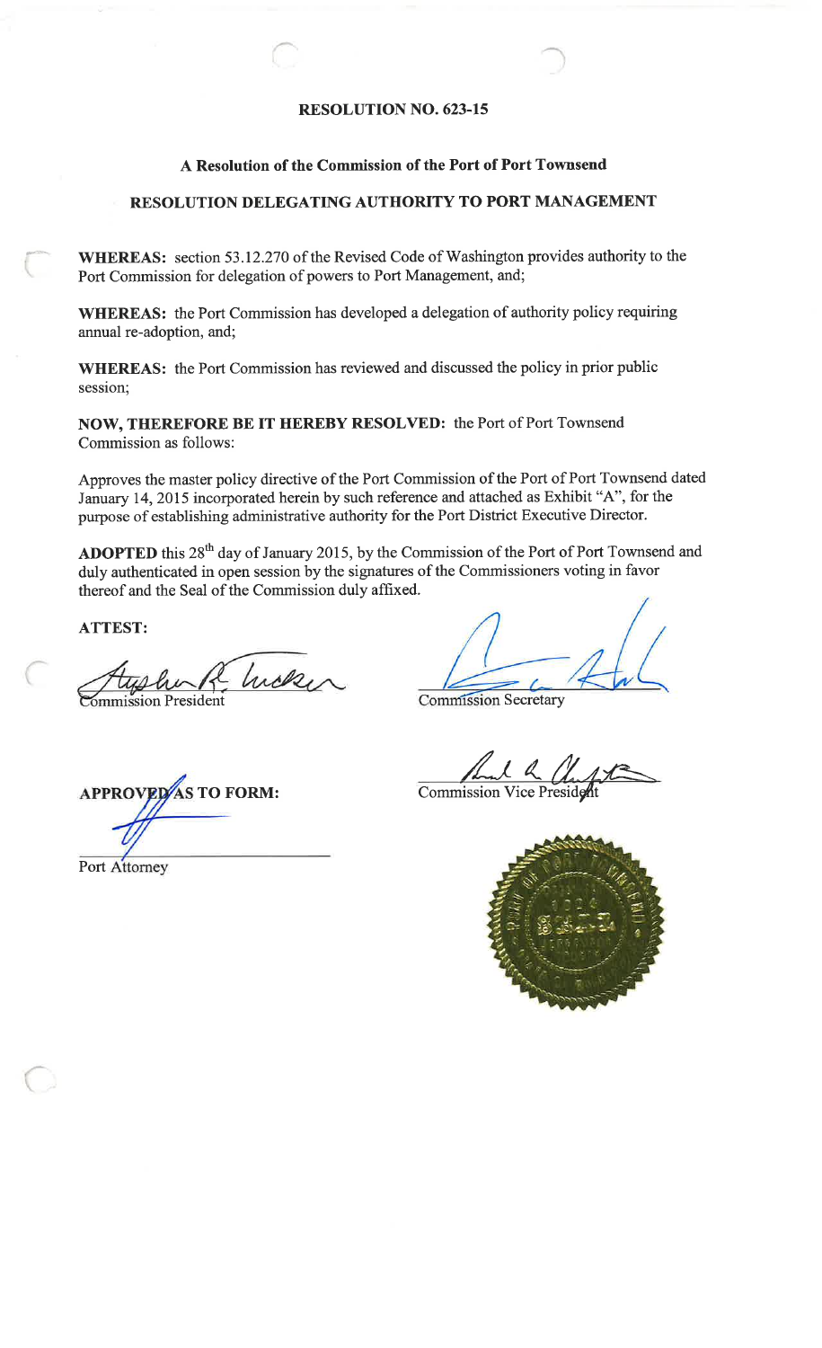# RESOLUTION NO. 623-15

## A Resolution of the Commission of the Port of Port Townsend

## RESOLUTION DELEGATING AUTHORITY TO PORT MANAGEMENT

**WHEREAS:** section 53.12.270 of the Revised Code of Washington provides authority to the Port Commission for delegation of powers to Port Management, and;

**WHEREAS:** the Port Commission has developed a delegation of authority policy requiring annual re-adoption, and;

**WHEREAS:** the Port Commission has reviewed and discussed the policy in prior public session;

**NOW, THEREFORE BE IT HEREBY RESOLVED:** the Port of Port Townsend Commission as follows:

Approves the master policy directive of the Port Commission of the Port of Port Townsend dated January 14, 2015 incorporated herein by such reference and attached as Exhibit "A", for the purpose of establishing administrative authority for the Port District Executive Director.

**ADOPTED** this 28th day of January 2015, by the Commission of the Port of Port Townsend and duly authenticated in open session by the signatures of the Commissioners voting in favor thereof and the Seal of the Commission duly affixed.

**ATTEST:**

Commission President

Commission Secretary

**APPROVED AS TO FORM:**

Port Attorney

Commission Vice President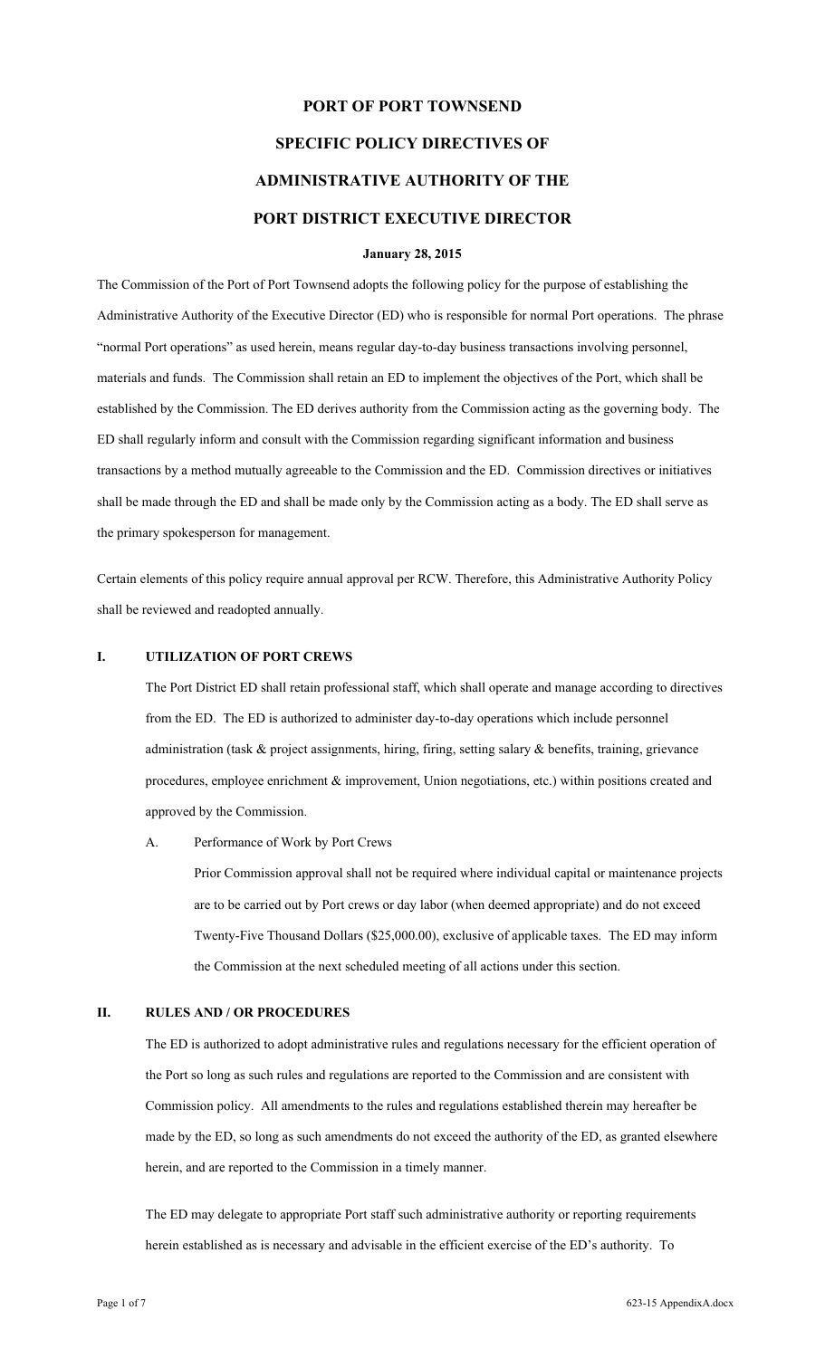# PORT OF PORT TOWNSEND

# SPECIFIC POLICY DIRECTIVES OF

# ADMINISTRATIVE AUTHORITY OF THE

# PORT DISTRICT EXECUTIVE DIRECTOR

**January 28, 2015**

The Commission of the Port of Port Townsend adopts the following policy for the purpose of establishing the Administrative Authority of the Executive Director (ED) who is responsible for normal Port operations. The phrase "normal Port operations" as used herein, means regular day-to-day business transactions involving personnel, materials and funds. The Commission shall retain an ED to implement the objectives of the Port, which shall be established by the Commission. The ED derives authority from the Commission acting as the governing body. The ED shall regularly inform and consult with the Commission regarding significant information and business transactions by a method mutually agreeable to the Commission and the ED. Commission directives or initiatives shall be made through the ED and shall be made only by the Commission acting as a body. The ED shall serve as the primary spokesperson for management.

Certain elements of this policy require annual approval per RCW. Therefore, this Administrative Authority Policy shall be reviewed and readopted annually.

## I. UTILIZATION OF PORT CREWS

The Port District ED shall retain professional staff, which shall operate and manage according to directives from the ED. The ED is authorized to administer day-to-day operations which include personnel administration (task & project assignments, hiring, firing, setting salary & benefits, training, grievance procedures, employee enrichment & improvement, Union negotiations, etc.) within positions created and approved by the Commission.

A. Performance of Work by Port Crews

Prior Commission approval shall not be required where individual capital or maintenance projects are to be carried out by Port crews or day labor (when deemed appropriate) and do not exceed Twenty-Five Thousand Dollars ($25,000.00), exclusive of applicable taxes. The ED may inform the Commission at the next scheduled meeting of all actions under this section.

## II. RULES AND / OR PROCEDURES

The ED is authorized to adopt administrative rules and regulations necessary for the efficient operation of the Port so long as such rules and regulations are reported to the Commission and are consistent with Commission policy. All amendments to the rules and regulations established therein may hereafter be made by the ED, so long as such amendments do not exceed the authority of the ED, as granted elsewhere herein, and are reported to the Commission in a timely manner.

The ED may delegate to appropriate Port staff such administrative authority or reporting requirements herein established as is necessary and advisable in the efficient exercise of the ED's authority. To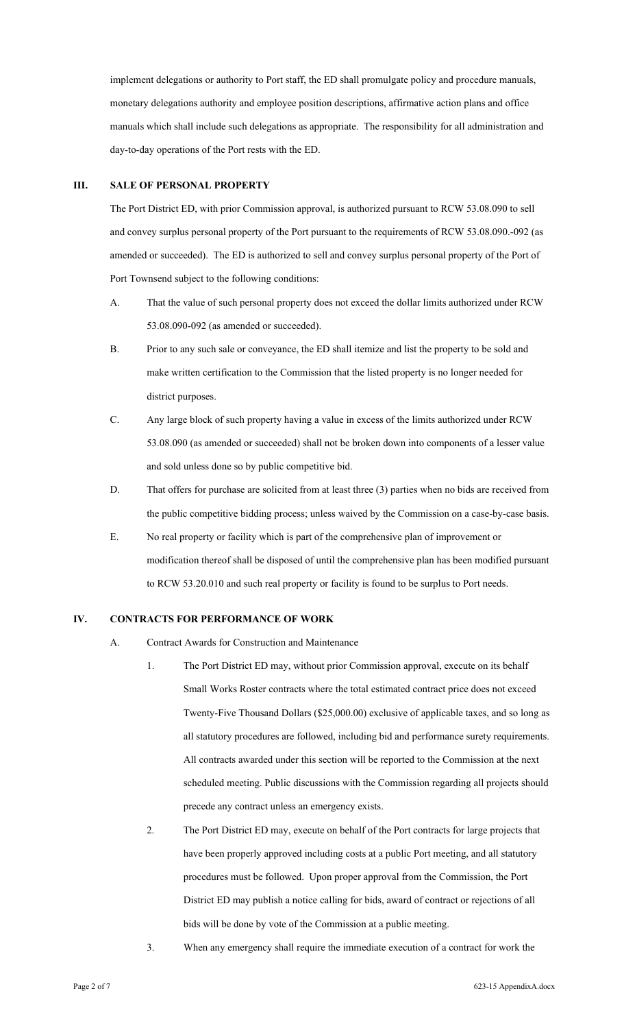implement delegations or authority to Port staff, the ED shall promulgate policy and procedure manuals, monetary delegations authority and employee position descriptions, affirmative action plans and office manuals which shall include such delegations as appropriate. The responsibility for all administration and day-to-day operations of the Port rests with the ED.

## III. SALE OF PERSONAL PROPERTY

The Port District ED, with prior Commission approval, is authorized pursuant to RCW 53.08.090 to sell and convey surplus personal property of the Port pursuant to the requirements of RCW 53.08.090.-092 (as amended or succeeded). The ED is authorized to sell and convey surplus personal property of the Port of Port Townsend subject to the following conditions:

A. That the value of such personal property does not exceed the dollar limits authorized under RCW 53.08.090-092 (as amended or succeeded).

B. Prior to any such sale or conveyance, the ED shall itemize and list the property to be sold and make written certification to the Commission that the listed property is no longer needed for district purposes.

C. Any large block of such property having a value in excess of the limits authorized under RCW 53.08.090 (as amended or succeeded) shall not be broken down into components of a lesser value and sold unless done so by public competitive bid.

D. That offers for purchase are solicited from at least three (3) parties when no bids are received from the public competitive bidding process; unless waived by the Commission on a case-by-case basis.

E. No real property or facility which is part of the comprehensive plan of improvement or modification thereof shall be disposed of until the comprehensive plan has been modified pursuant to RCW 53.20.010 and such real property or facility is found to be surplus to Port needs.

## IV. CONTRACTS FOR PERFORMANCE OF WORK

A. Contract Awards for Construction and Maintenance

1. The Port District ED may, without prior Commission approval, execute on its behalf Small Works Roster contracts where the total estimated contract price does not exceed Twenty-Five Thousand Dollars ($25,000.00) exclusive of applicable taxes, and so long as all statutory procedures are followed, including bid and performance surety requirements. All contracts awarded under this section will be reported to the Commission at the next scheduled meeting. Public discussions with the Commission regarding all projects should precede any contract unless an emergency exists.

2. The Port District ED may, execute on behalf of the Port contracts for large projects that have been properly approved including costs at a public Port meeting, and all statutory procedures must be followed. Upon proper approval from the Commission, the Port District ED may publish a notice calling for bids, award of contract or rejections of all bids will be done by vote of the Commission at a public meeting.

3. When any emergency shall require the immediate execution of a contract for work the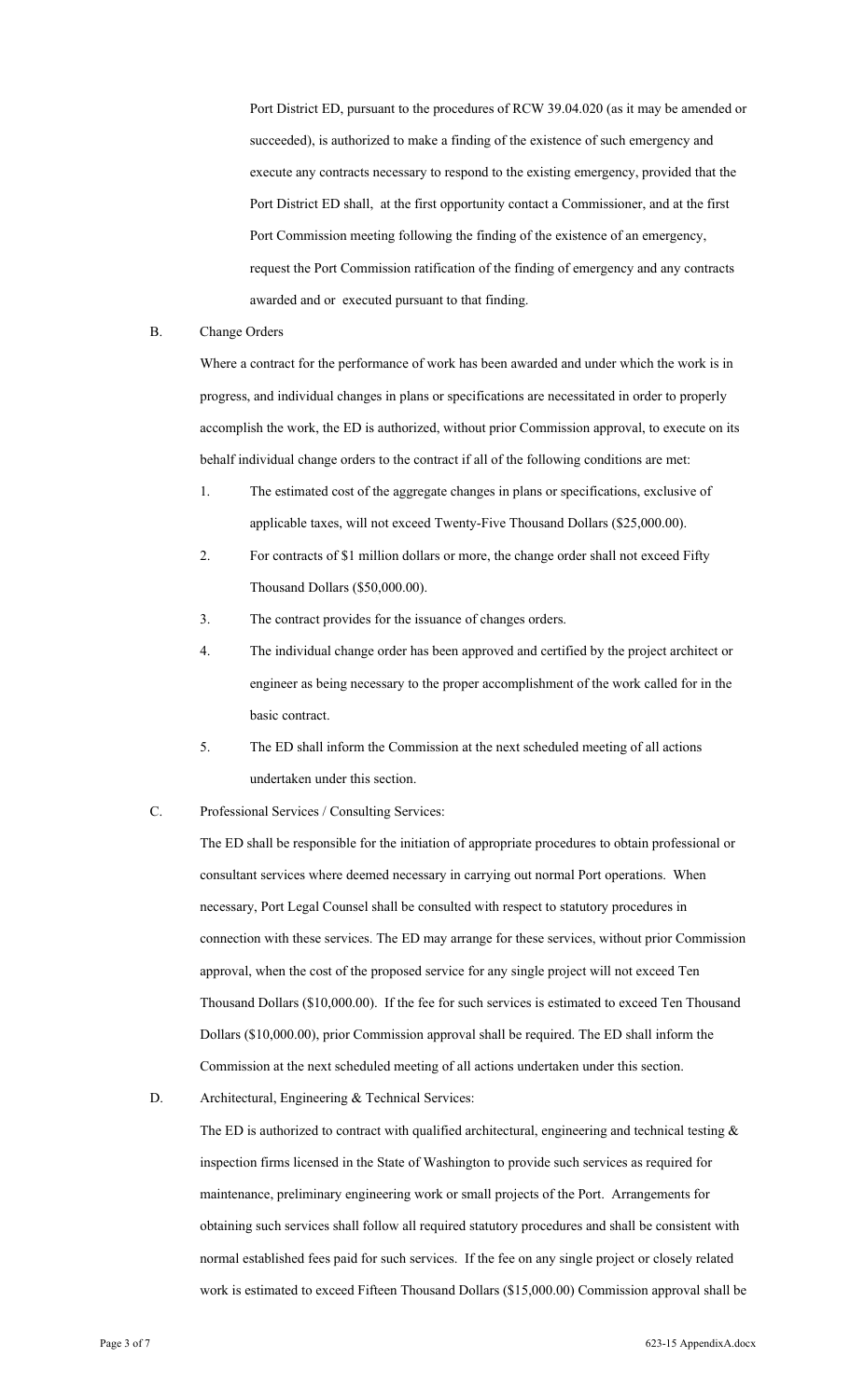Port District ED, pursuant to the procedures of RCW 39.04.020 (as it may be amended or succeeded), is authorized to make a finding of the existence of such emergency and execute any contracts necessary to respond to the existing emergency, provided that the Port District ED shall, at the first opportunity contact a Commissioner, and at the first Port Commission meeting following the finding of the existence of an emergency, request the Port Commission ratification of the finding of emergency and any contracts awarded and or executed pursuant to that finding.

B. Change Orders

Where a contract for the performance of work has been awarded and under which the work is in progress, and individual changes in plans or specifications are necessitated in order to properly accomplish the work, the ED is authorized, without prior Commission approval, to execute on its behalf individual change orders to the contract if all of the following conditions are met:

1. The estimated cost of the aggregate changes in plans or specifications, exclusive of applicable taxes, will not exceed Twenty-Five Thousand Dollars ($25,000.00).
2. For contracts of $1 million dollars or more, the change order shall not exceed Fifty Thousand Dollars ($50,000.00).
3. The contract provides for the issuance of changes orders.
4. The individual change order has been approved and certified by the project architect or engineer as being necessary to the proper accomplishment of the work called for in the basic contract.
5. The ED shall inform the Commission at the next scheduled meeting of all actions undertaken under this section.

C. Professional Services / Consulting Services:

The ED shall be responsible for the initiation of appropriate procedures to obtain professional or consultant services where deemed necessary in carrying out normal Port operations. When necessary, Port Legal Counsel shall be consulted with respect to statutory procedures in connection with these services. The ED may arrange for these services, without prior Commission approval, when the cost of the proposed service for any single project will not exceed Ten Thousand Dollars ($10,000.00). If the fee for such services is estimated to exceed Ten Thousand Dollars ($10,000.00), prior Commission approval shall be required. The ED shall inform the Commission at the next scheduled meeting of all actions undertaken under this section.

D. Architectural, Engineering & Technical Services:

The ED is authorized to contract with qualified architectural, engineering and technical testing & inspection firms licensed in the State of Washington to provide such services as required for maintenance, preliminary engineering work or small projects of the Port. Arrangements for obtaining such services shall follow all required statutory procedures and shall be consistent with normal established fees paid for such services. If the fee on any single project or closely related work is estimated to exceed Fifteen Thousand Dollars ($15,000.00) Commission approval shall be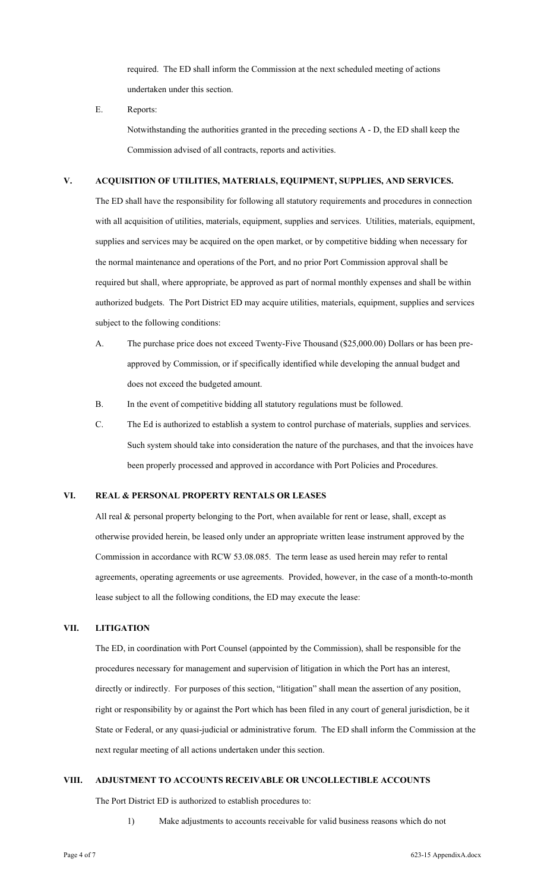required. The ED shall inform the Commission at the next scheduled meeting of actions undertaken under this section.

E. Reports:

Notwithstanding the authorities granted in the preceding sections A - D, the ED shall keep the Commission advised of all contracts, reports and activities.

## V. ACQUISITION OF UTILITIES, MATERIALS, EQUIPMENT, SUPPLIES, AND SERVICES.

The ED shall have the responsibility for following all statutory requirements and procedures in connection with all acquisition of utilities, materials, equipment, supplies and services. Utilities, materials, equipment, supplies and services may be acquired on the open market, or by competitive bidding when necessary for the normal maintenance and operations of the Port, and no prior Port Commission approval shall be required but shall, where appropriate, be approved as part of normal monthly expenses and shall be within authorized budgets. The Port District ED may acquire utilities, materials, equipment, supplies and services subject to the following conditions:

A. The purchase price does not exceed Twenty-Five Thousand ($25,000.00) Dollars or has been pre-approved by Commission, or if specifically identified while developing the annual budget and does not exceed the budgeted amount.

B. In the event of competitive bidding all statutory regulations must be followed.

C. The Ed is authorized to establish a system to control purchase of materials, supplies and services. Such system should take into consideration the nature of the purchases, and that the invoices have been properly processed and approved in accordance with Port Policies and Procedures.

## VI. REAL & PERSONAL PROPERTY RENTALS OR LEASES

All real & personal property belonging to the Port, when available for rent or lease, shall, except as otherwise provided herein, be leased only under an appropriate written lease instrument approved by the Commission in accordance with RCW 53.08.085. The term lease as used herein may refer to rental agreements, operating agreements or use agreements. Provided, however, in the case of a month-to-month lease subject to all the following conditions, the ED may execute the lease:

## VII. LITIGATION

The ED, in coordination with Port Counsel (appointed by the Commission), shall be responsible for the procedures necessary for management and supervision of litigation in which the Port has an interest, directly or indirectly. For purposes of this section, "litigation" shall mean the assertion of any position, right or responsibility by or against the Port which has been filed in any court of general jurisdiction, be it State or Federal, or any quasi-judicial or administrative forum. The ED shall inform the Commission at the next regular meeting of all actions undertaken under this section.

## VIII. ADJUSTMENT TO ACCOUNTS RECEIVABLE OR UNCOLLECTIBLE ACCOUNTS

The Port District ED is authorized to establish procedures to:

1) Make adjustments to accounts receivable for valid business reasons which do not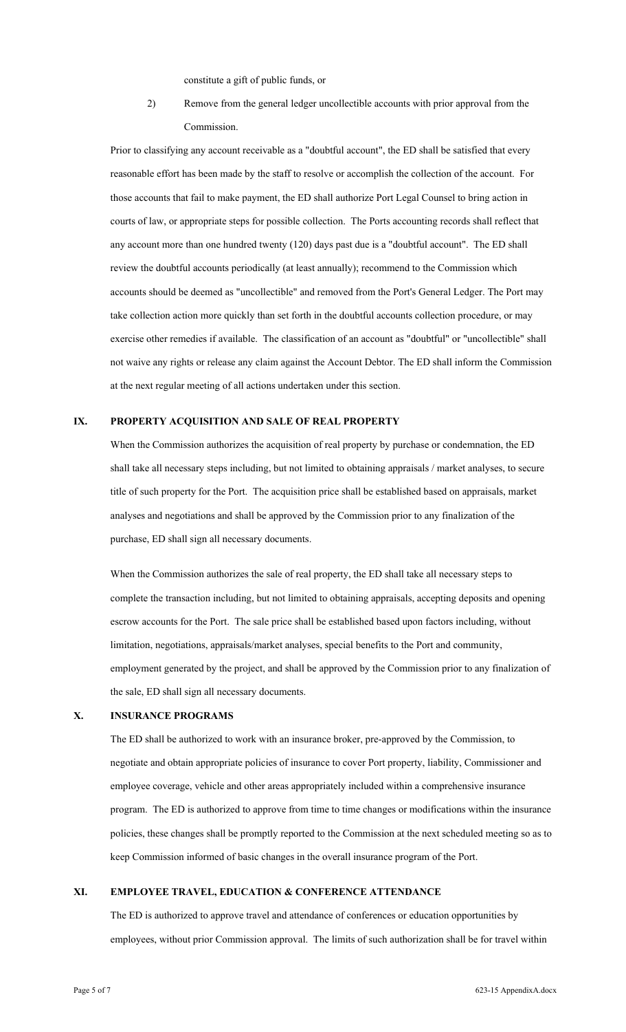constitute a gift of public funds, or

2) Remove from the general ledger uncollectible accounts with prior approval from the Commission.

Prior to classifying any account receivable as a "doubtful account", the ED shall be satisfied that every reasonable effort has been made by the staff to resolve or accomplish the collection of the account. For those accounts that fail to make payment, the ED shall authorize Port Legal Counsel to bring action in courts of law, or appropriate steps for possible collection. The Ports accounting records shall reflect that any account more than one hundred twenty (120) days past due is a "doubtful account". The ED shall review the doubtful accounts periodically (at least annually); recommend to the Commission which accounts should be deemed as "uncollectible" and removed from the Port's General Ledger. The Port may take collection action more quickly than set forth in the doubtful accounts collection procedure, or may exercise other remedies if available. The classification of an account as "doubtful" or "uncollectible" shall not waive any rights or release any claim against the Account Debtor. The ED shall inform the Commission at the next regular meeting of all actions undertaken under this section.

## IX. PROPERTY ACQUISITION AND SALE OF REAL PROPERTY

When the Commission authorizes the acquisition of real property by purchase or condemnation, the ED shall take all necessary steps including, but not limited to obtaining appraisals / market analyses, to secure title of such property for the Port. The acquisition price shall be established based on appraisals, market analyses and negotiations and shall be approved by the Commission prior to any finalization of the purchase, ED shall sign all necessary documents.

When the Commission authorizes the sale of real property, the ED shall take all necessary steps to complete the transaction including, but not limited to obtaining appraisals, accepting deposits and opening escrow accounts for the Port. The sale price shall be established based upon factors including, without limitation, negotiations, appraisals/market analyses, special benefits to the Port and community, employment generated by the project, and shall be approved by the Commission prior to any finalization of the sale, ED shall sign all necessary documents.

## X. INSURANCE PROGRAMS

The ED shall be authorized to work with an insurance broker, pre-approved by the Commission, to negotiate and obtain appropriate policies of insurance to cover Port property, liability, Commissioner and employee coverage, vehicle and other areas appropriately included within a comprehensive insurance program. The ED is authorized to approve from time to time changes or modifications within the insurance policies, these changes shall be promptly reported to the Commission at the next scheduled meeting so as to keep Commission informed of basic changes in the overall insurance program of the Port.

## XI. EMPLOYEE TRAVEL, EDUCATION & CONFERENCE ATTENDANCE

The ED is authorized to approve travel and attendance of conferences or education opportunities by employees, without prior Commission approval. The limits of such authorization shall be for travel within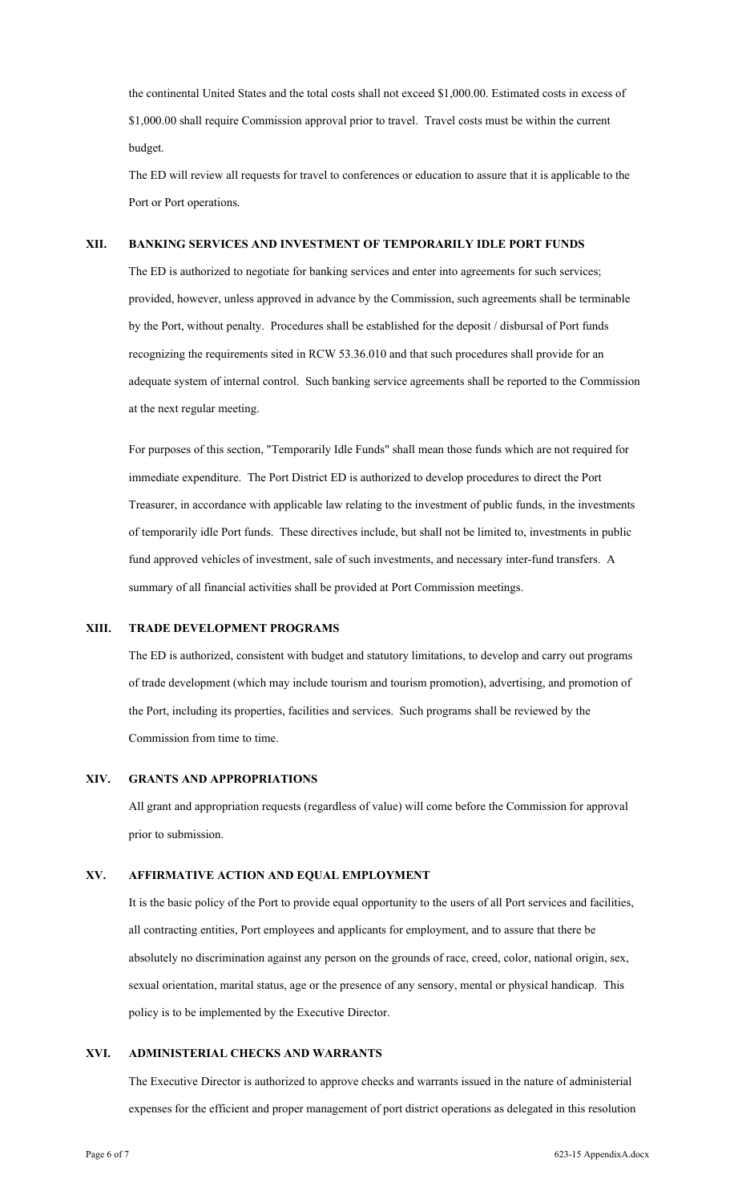the continental United States and the total costs shall not exceed $1,000.00. Estimated costs in excess of $1,000.00 shall require Commission approval prior to travel. Travel costs must be within the current budget.

The ED will review all requests for travel to conferences or education to assure that it is applicable to the Port or Port operations.

## XII. BANKING SERVICES AND INVESTMENT OF TEMPORARILY IDLE PORT FUNDS

The ED is authorized to negotiate for banking services and enter into agreements for such services; provided, however, unless approved in advance by the Commission, such agreements shall be terminable by the Port, without penalty. Procedures shall be established for the deposit / disbursal of Port funds recognizing the requirements sited in RCW 53.36.010 and that such procedures shall provide for an adequate system of internal control. Such banking service agreements shall be reported to the Commission at the next regular meeting.

For purposes of this section, "Temporarily Idle Funds" shall mean those funds which are not required for immediate expenditure. The Port District ED is authorized to develop procedures to direct the Port Treasurer, in accordance with applicable law relating to the investment of public funds, in the investments of temporarily idle Port funds. These directives include, but shall not be limited to, investments in public fund approved vehicles of investment, sale of such investments, and necessary inter-fund transfers. A summary of all financial activities shall be provided at Port Commission meetings.

## XIII. TRADE DEVELOPMENT PROGRAMS

The ED is authorized, consistent with budget and statutory limitations, to develop and carry out programs of trade development (which may include tourism and tourism promotion), advertising, and promotion of the Port, including its properties, facilities and services. Such programs shall be reviewed by the Commission from time to time.

## XIV. GRANTS AND APPROPRIATIONS

All grant and appropriation requests (regardless of value) will come before the Commission for approval prior to submission.

## XV. AFFIRMATIVE ACTION AND EQUAL EMPLOYMENT

It is the basic policy of the Port to provide equal opportunity to the users of all Port services and facilities, all contracting entities, Port employees and applicants for employment, and to assure that there be absolutely no discrimination against any person on the grounds of race, creed, color, national origin, sex, sexual orientation, marital status, age or the presence of any sensory, mental or physical handicap. This policy is to be implemented by the Executive Director.

## XVI. ADMINISTERIAL CHECKS AND WARRANTS

The Executive Director is authorized to approve checks and warrants issued in the nature of administerial expenses for the efficient and proper management of port district operations as delegated in this resolution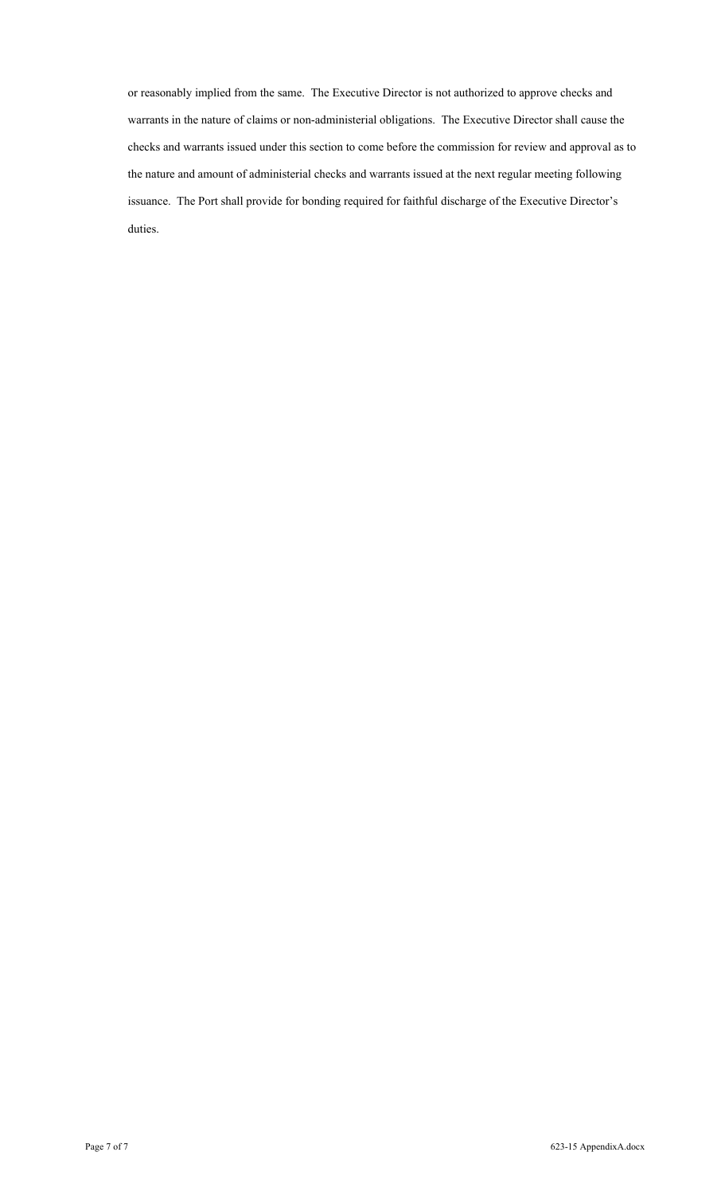or reasonably implied from the same. The Executive Director is not authorized to approve checks and warrants in the nature of claims or non-administerial obligations. The Executive Director shall cause the checks and warrants issued under this section to come before the commission for review and approval as to the nature and amount of administerial checks and warrants issued at the next regular meeting following issuance. The Port shall provide for bonding required for faithful discharge of the Executive Director's duties.